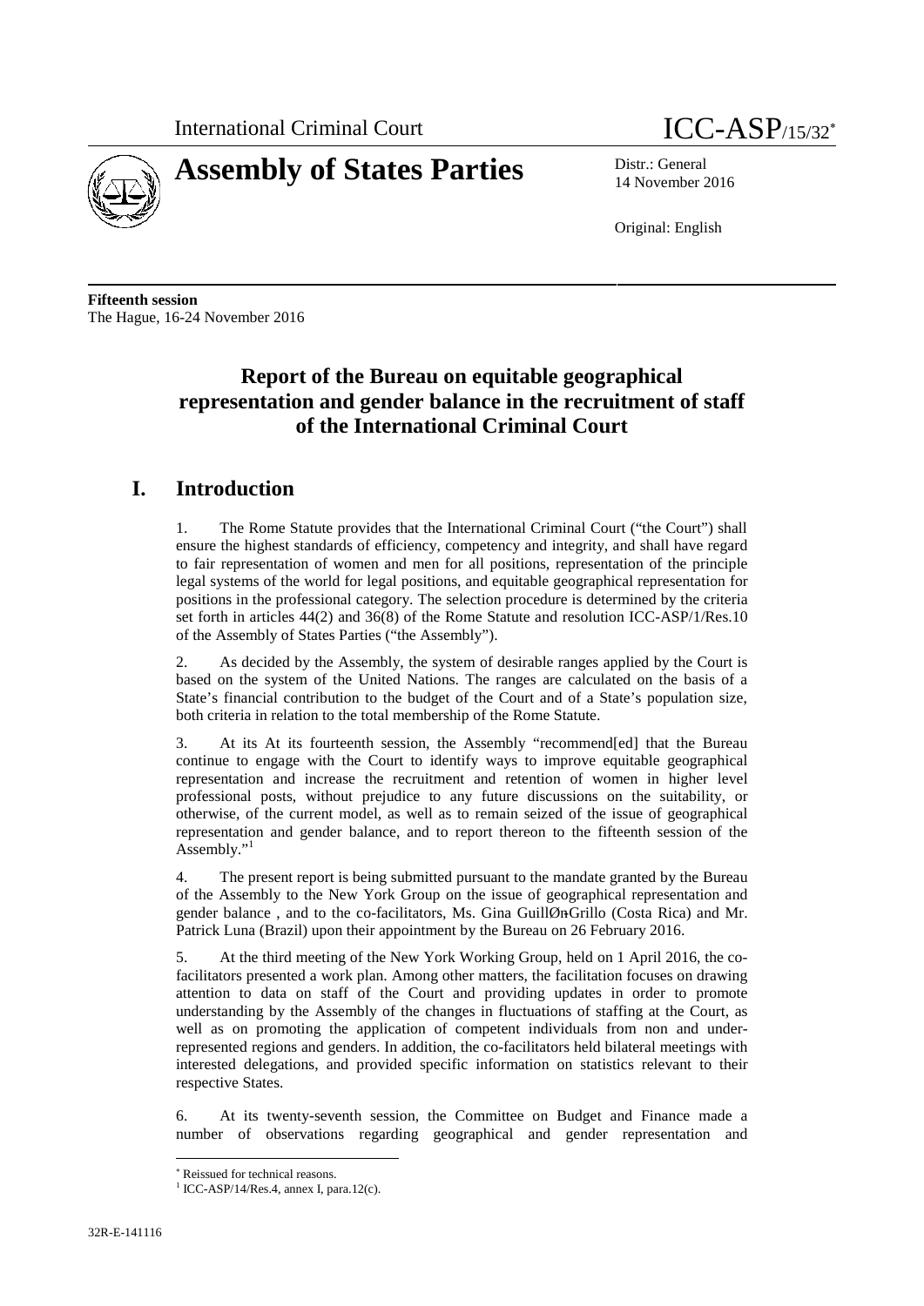International Criminal Court

ICC-ASP/15/32*

# Assembly of States Parties

Distr.: General
14 November 2016

Original: English

**Fifteenth session**
The Hague, 16-24 November 2016

## Report of the Bureau on equitable geographical representation and gender balance in the recruitment of staff of the International Criminal Court

## I. Introduction

1. The Rome Statute provides that the International Criminal Court ("the Court") shall ensure the highest standards of efficiency, competency and integrity, and shall have regard to fair representation of women and men for all positions, representation of the principle legal systems of the world for legal positions, and equitable geographical representation for positions in the professional category. The selection procedure is determined by the criteria set forth in articles 44(2) and 36(8) of the Rome Statute and resolution ICC-ASP/1/Res.10 of the Assembly of States Parties ("the Assembly").

2. As decided by the Assembly, the system of desirable ranges applied by the Court is based on the system of the United Nations. The ranges are calculated on the basis of a State's financial contribution to the budget of the Court and of a State's population size, both criteria in relation to the total membership of the Rome Statute.

3. At its At its fourteenth session, the Assembly "recommend[ed] that the Bureau continue to engage with the Court to identify ways to improve equitable geographical representation and increase the recruitment and retention of women in higher level professional posts, without prejudice to any future discussions on the suitability, or otherwise, of the current model, as well as to remain seized of the issue of geographical representation and gender balance, and to report thereon to the fifteenth session of the Assembly."[1]

4. The present report is being submitted pursuant to the mandate granted by the Bureau of the Assembly to the New York Group on the issue of geographical representation and gender balance , and to the co-facilitators, Ms. Gina GuillØnGrillo (Costa Rica) and Mr. Patrick Luna (Brazil) upon their appointment by the Bureau on 26 February 2016.

5. At the third meeting of the New York Working Group, held on 1 April 2016, the co-facilitators presented a work plan. Among other matters, the facilitation focuses on drawing attention to data on staff of the Court and providing updates in order to promote understanding by the Assembly of the changes in fluctuations of staffing at the Court, as well as on promoting the application of competent individuals from non and under-represented regions and genders. In addition, the co-facilitators held bilateral meetings with interested delegations, and provided specific information on statistics relevant to their respective States.

6. At its twenty-seventh session, the Committee on Budget and Finance made a number of observations regarding geographical and gender representation and

---

\* Reissued for technical reasons.

[1] ICC-ASP/14/Res.4, annex I, para.12(c).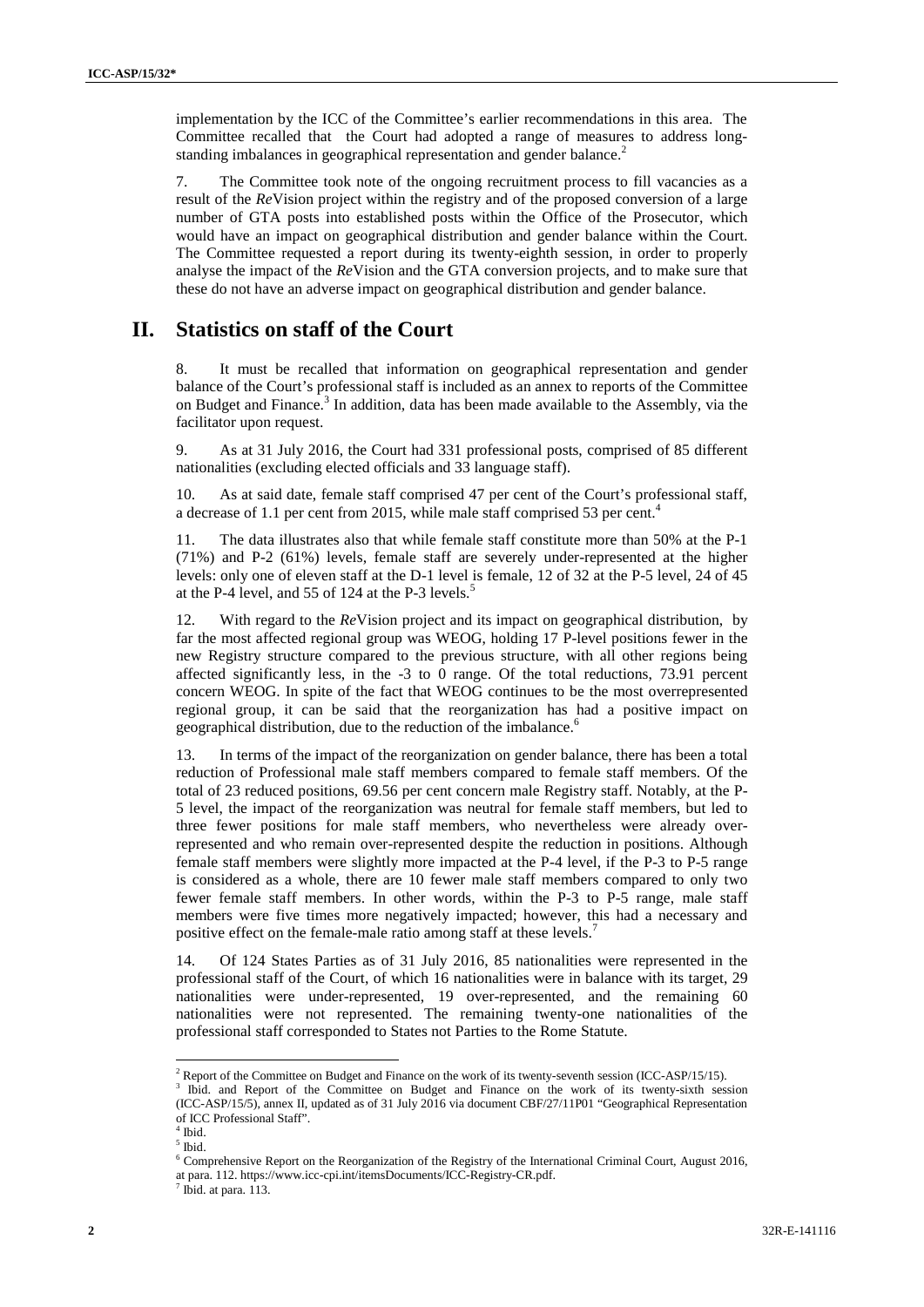implementation by the ICC of the Committee's earlier recommendations in this area. The Committee recalled that the Court had adopted a range of measures to address long-standing imbalances in geographical representation and gender balance.[2]

7. The Committee took note of the ongoing recruitment process to fill vacancies as a result of the *Re*Vision project within the registry and of the proposed conversion of a large number of GTA posts into established posts within the Office of the Prosecutor, which would have an impact on geographical distribution and gender balance within the Court. The Committee requested a report during its twenty-eighth session, in order to properly analyse the impact of the *Re*Vision and the GTA conversion projects, and to make sure that these do not have an adverse impact on geographical distribution and gender balance.

# II. Statistics on staff of the Court

8. It must be recalled that information on geographical representation and gender balance of the Court's professional staff is included as an annex to reports of the Committee on Budget and Finance.[3] In addition, data has been made available to the Assembly, via the facilitator upon request.

9. As at 31 July 2016, the Court had 331 professional posts, comprised of 85 different nationalities (excluding elected officials and 33 language staff).

10. As at said date, female staff comprised 47 per cent of the Court's professional staff, a decrease of 1.1 per cent from 2015, while male staff comprised 53 per cent.[4]

11. The data illustrates also that while female staff constitute more than 50% at the P-1 (71%) and P-2 (61%) levels, female staff are severely under-represented at the higher levels: only one of eleven staff at the D-1 level is female, 12 of 32 at the P-5 level, 24 of 45 at the P-4 level, and 55 of 124 at the P-3 levels.[5]

12. With regard to the *Re*Vision project and its impact on geographical distribution, by far the most affected regional group was WEOG, holding 17 P-level positions fewer in the new Registry structure compared to the previous structure, with all other regions being affected significantly less, in the -3 to 0 range. Of the total reductions, 73.91 percent concern WEOG. In spite of the fact that WEOG continues to be the most overrepresented regional group, it can be said that the reorganization has had a positive impact on geographical distribution, due to the reduction of the imbalance.[6]

13. In terms of the impact of the reorganization on gender balance, there has been a total reduction of Professional male staff members compared to female staff members. Of the total of 23 reduced positions, 69.56 per cent concern male Registry staff. Notably, at the P-5 level, the impact of the reorganization was neutral for female staff members, but led to three fewer positions for male staff members, who nevertheless were already over-represented and who remain over-represented despite the reduction in positions. Although female staff members were slightly more impacted at the P-4 level, if the P-3 to P-5 range is considered as a whole, there are 10 fewer male staff members compared to only two fewer female staff members. In other words, within the P-3 to P-5 range, male staff members were five times more negatively impacted; however, this had a necessary and positive effect on the female-male ratio among staff at these levels.[7]

14. Of 124 States Parties as of 31 July 2016, 85 nationalities were represented in the professional staff of the Court, of which 16 nationalities were in balance with its target, 29 nationalities were under-represented, 19 over-represented, and the remaining 60 nationalities were not represented. The remaining twenty-one nationalities of the professional staff corresponded to States not Parties to the Rome Statute.

---

[2] Report of the Committee on Budget and Finance on the work of its twenty-seventh session (ICC-ASP/15/15).

[3] Ibid. and Report of the Committee on Budget and Finance on the work of its twenty-sixth session (ICC-ASP/15/5), annex II, updated as of 31 July 2016 via document CBF/27/11P01 "Geographical Representation of ICC Professional Staff".

[4] Ibid.

[5] Ibid.

[6] Comprehensive Report on the Reorganization of the Registry of the International Criminal Court, August 2016, at para. 112. https://www.icc-cpi.int/itemsDocuments/ICC-Registry-CR.pdf.

[7] Ibid. at para. 113.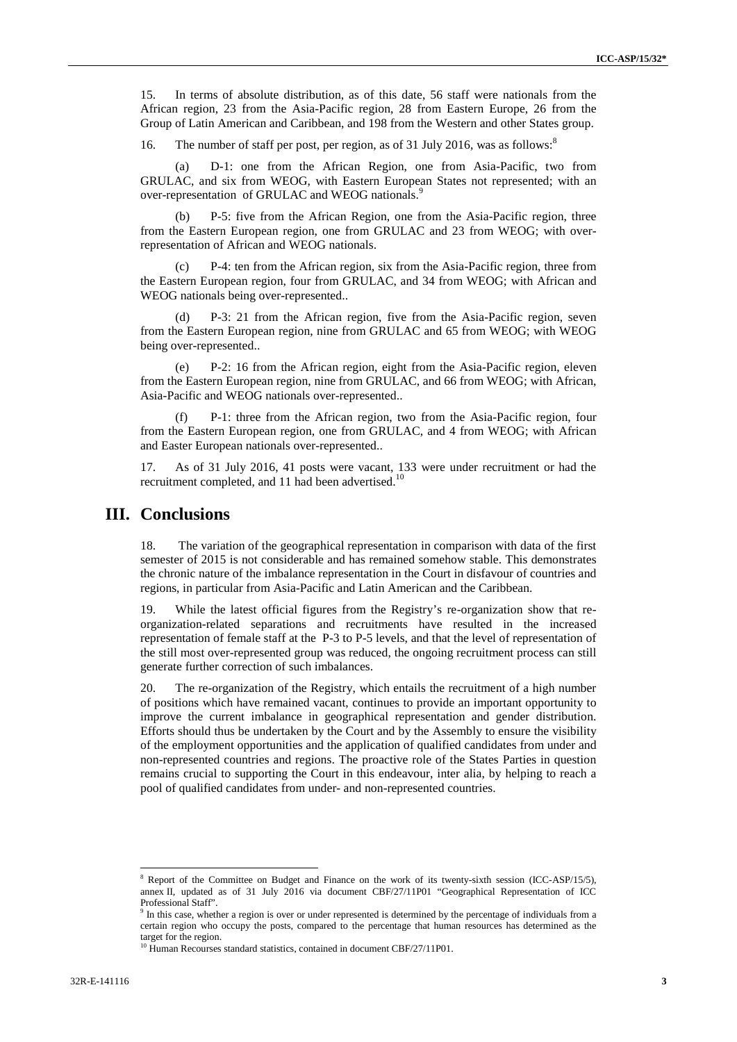15. In terms of absolute distribution, as of this date, 56 staff were nationals from the African region, 23 from the Asia-Pacific region, 28 from Eastern Europe, 26 from the Group of Latin American and Caribbean, and 198 from the Western and other States group.

16. The number of staff per post, per region, as of 31 July 2016, was as follows:[8]

(a) D-1: one from the African Region, one from Asia-Pacific, two from GRULAC, and six from WEOG, with Eastern European States not represented; with an over-representation of GRULAC and WEOG nationals.[9]

(b) P-5: five from the African Region, one from the Asia-Pacific region, three from the Eastern European region, one from GRULAC and 23 from WEOG; with over-representation of African and WEOG nationals.

(c) P-4: ten from the African region, six from the Asia-Pacific region, three from the Eastern European region, four from GRULAC, and 34 from WEOG; with African and WEOG nationals being over-represented..

(d) P-3: 21 from the African region, five from the Asia-Pacific region, seven from the Eastern European region, nine from GRULAC and 65 from WEOG; with WEOG being over-represented..

(e) P-2: 16 from the African region, eight from the Asia-Pacific region, eleven from the Eastern European region, nine from GRULAC, and 66 from WEOG; with African, Asia-Pacific and WEOG nationals over-represented..

(f) P-1: three from the African region, two from the Asia-Pacific region, four from the Eastern European region, one from GRULAC, and 4 from WEOG; with African and Easter European nationals over-represented..

17. As of 31 July 2016, 41 posts were vacant, 133 were under recruitment or had the recruitment completed, and 11 had been advertised.[10]

# III. Conclusions

18. The variation of the geographical representation in comparison with data of the first semester of 2015 is not considerable and has remained somehow stable. This demonstrates the chronic nature of the imbalance representation in the Court in disfavour of countries and regions, in particular from Asia-Pacific and Latin American and the Caribbean.

19. While the latest official figures from the Registry's re-organization show that re-organization-related separations and recruitments have resulted in the increased representation of female staff at the P-3 to P-5 levels, and that the level of representation of the still most over-represented group was reduced, the ongoing recruitment process can still generate further correction of such imbalances.

20. The re-organization of the Registry, which entails the recruitment of a high number of positions which have remained vacant, continues to provide an important opportunity to improve the current imbalance in geographical representation and gender distribution. Efforts should thus be undertaken by the Court and by the Assembly to ensure the visibility of the employment opportunities and the application of qualified candidates from under and non-represented countries and regions. The proactive role of the States Parties in question remains crucial to supporting the Court in this endeavour, inter alia, by helping to reach a pool of qualified candidates from under- and non-represented countries.

---

[8] Report of the Committee on Budget and Finance on the work of its twenty-sixth session (ICC-ASP/15/5), annex II, updated as of 31 July 2016 via document CBF/27/11P01 "Geographical Representation of ICC Professional Staff".

[9] In this case, whether a region is over or under represented is determined by the percentage of individuals from a certain region who occupy the posts, compared to the percentage that human resources has determined as the target for the region.

[10] Human Recourses standard statistics, contained in document CBF/27/11P01.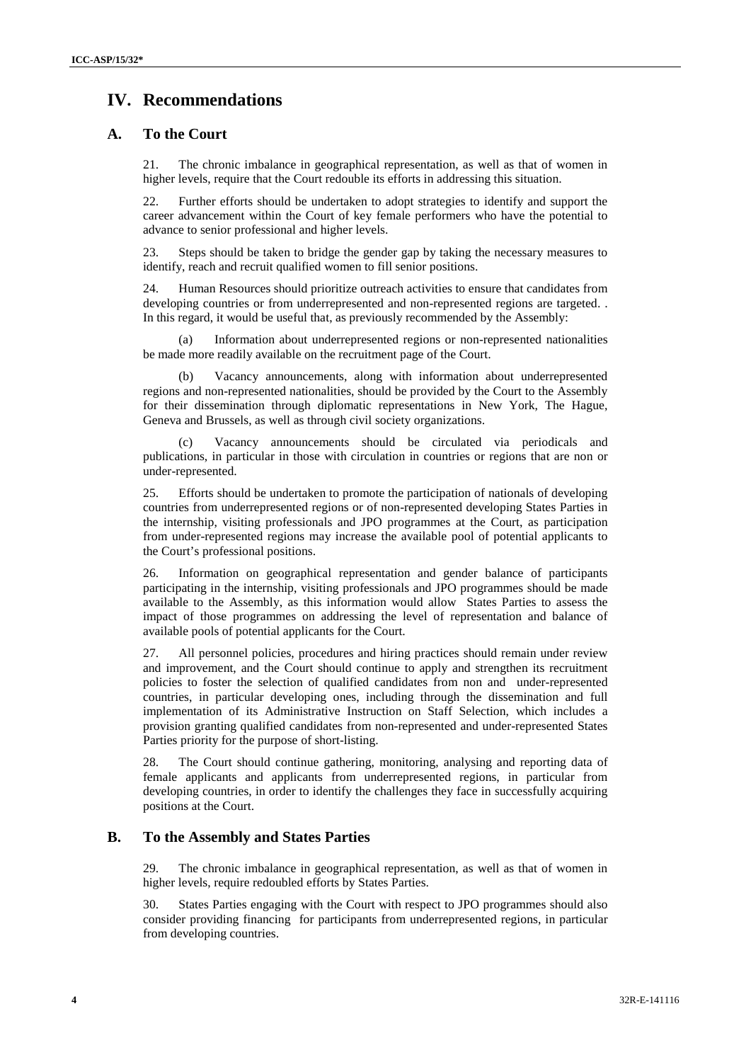# IV. Recommendations

## A. To the Court

21. The chronic imbalance in geographical representation, as well as that of women in higher levels, require that the Court redouble its efforts in addressing this situation.

22. Further efforts should be undertaken to adopt strategies to identify and support the career advancement within the Court of key female performers who have the potential to advance to senior professional and higher levels.

23. Steps should be taken to bridge the gender gap by taking the necessary measures to identify, reach and recruit qualified women to fill senior positions.

24. Human Resources should prioritize outreach activities to ensure that candidates from developing countries or from underrepresented and non-represented regions are targeted. . In this regard, it would be useful that, as previously recommended by the Assembly:

(a) Information about underrepresented regions or non-represented nationalities be made more readily available on the recruitment page of the Court.

(b) Vacancy announcements, along with information about underrepresented regions and non-represented nationalities, should be provided by the Court to the Assembly for their dissemination through diplomatic representations in New York, The Hague, Geneva and Brussels, as well as through civil society organizations.

(c) Vacancy announcements should be circulated via periodicals and publications, in particular in those with circulation in countries or regions that are non or under-represented.

25. Efforts should be undertaken to promote the participation of nationals of developing countries from underrepresented regions or of non-represented developing States Parties in the internship, visiting professionals and JPO programmes at the Court, as participation from under-represented regions may increase the available pool of potential applicants to the Court's professional positions.

26. Information on geographical representation and gender balance of participants participating in the internship, visiting professionals and JPO programmes should be made available to the Assembly, as this information would allow States Parties to assess the impact of those programmes on addressing the level of representation and balance of available pools of potential applicants for the Court.

27. All personnel policies, procedures and hiring practices should remain under review and improvement, and the Court should continue to apply and strengthen its recruitment policies to foster the selection of qualified candidates from non and under-represented countries, in particular developing ones, including through the dissemination and full implementation of its Administrative Instruction on Staff Selection, which includes a provision granting qualified candidates from non-represented and under-represented States Parties priority for the purpose of short-listing.

28. The Court should continue gathering, monitoring, analysing and reporting data of female applicants and applicants from underrepresented regions, in particular from developing countries, in order to identify the challenges they face in successfully acquiring positions at the Court.

## B. To the Assembly and States Parties

29. The chronic imbalance in geographical representation, as well as that of women in higher levels, require redoubled efforts by States Parties.

30. States Parties engaging with the Court with respect to JPO programmes should also consider providing financing for participants from underrepresented regions, in particular from developing countries.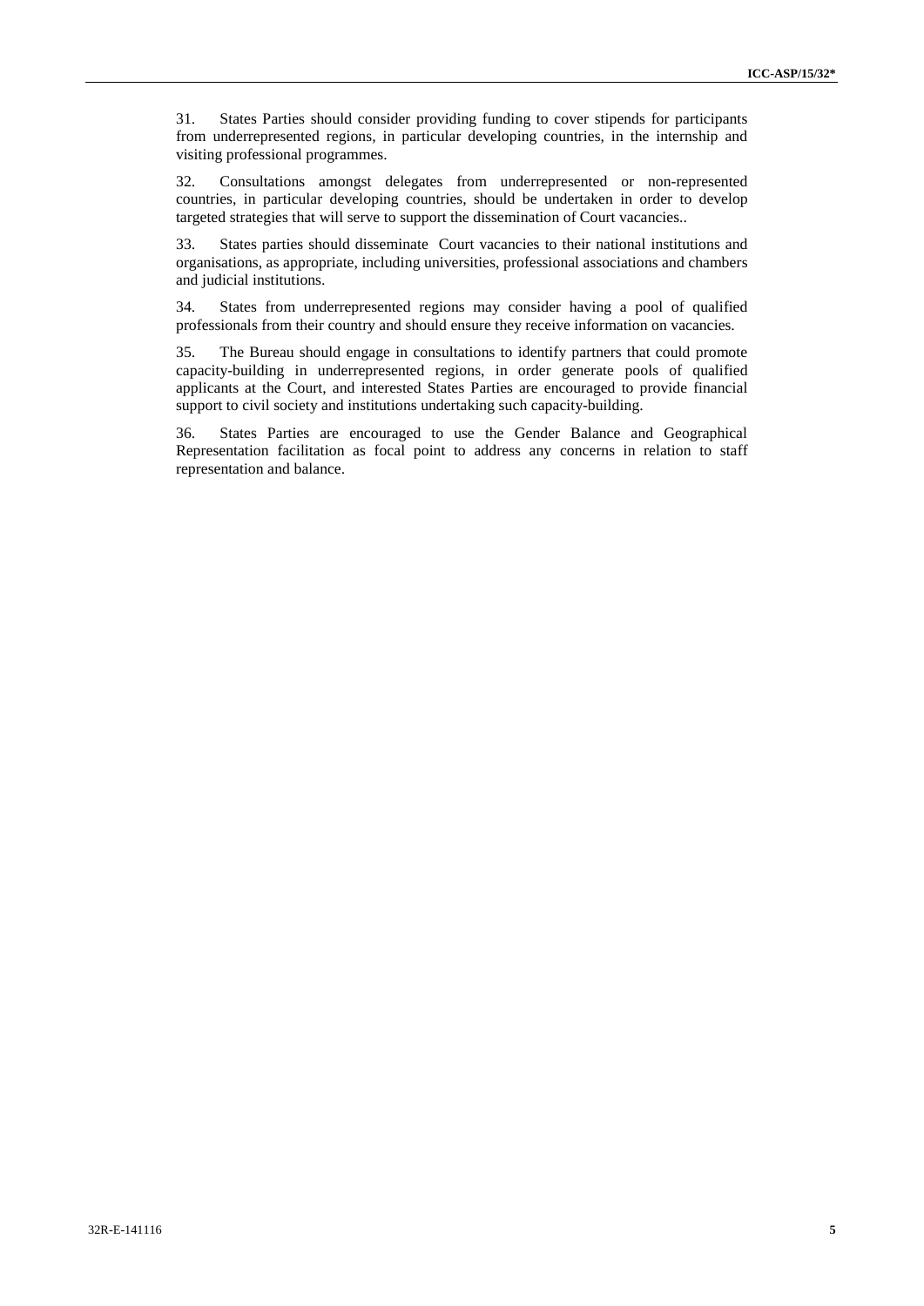31. States Parties should consider providing funding to cover stipends for participants from underrepresented regions, in particular developing countries, in the internship and visiting professional programmes.

32. Consultations amongst delegates from underrepresented or non-represented countries, in particular developing countries, should be undertaken in order to develop targeted strategies that will serve to support the dissemination of Court vacancies..

33. States parties should disseminate Court vacancies to their national institutions and organisations, as appropriate, including universities, professional associations and chambers and judicial institutions.

34. States from underrepresented regions may consider having a pool of qualified professionals from their country and should ensure they receive information on vacancies.

35. The Bureau should engage in consultations to identify partners that could promote capacity-building in underrepresented regions, in order generate pools of qualified applicants at the Court, and interested States Parties are encouraged to provide financial support to civil society and institutions undertaking such capacity-building.

36. States Parties are encouraged to use the Gender Balance and Geographical Representation facilitation as focal point to address any concerns in relation to staff representation and balance.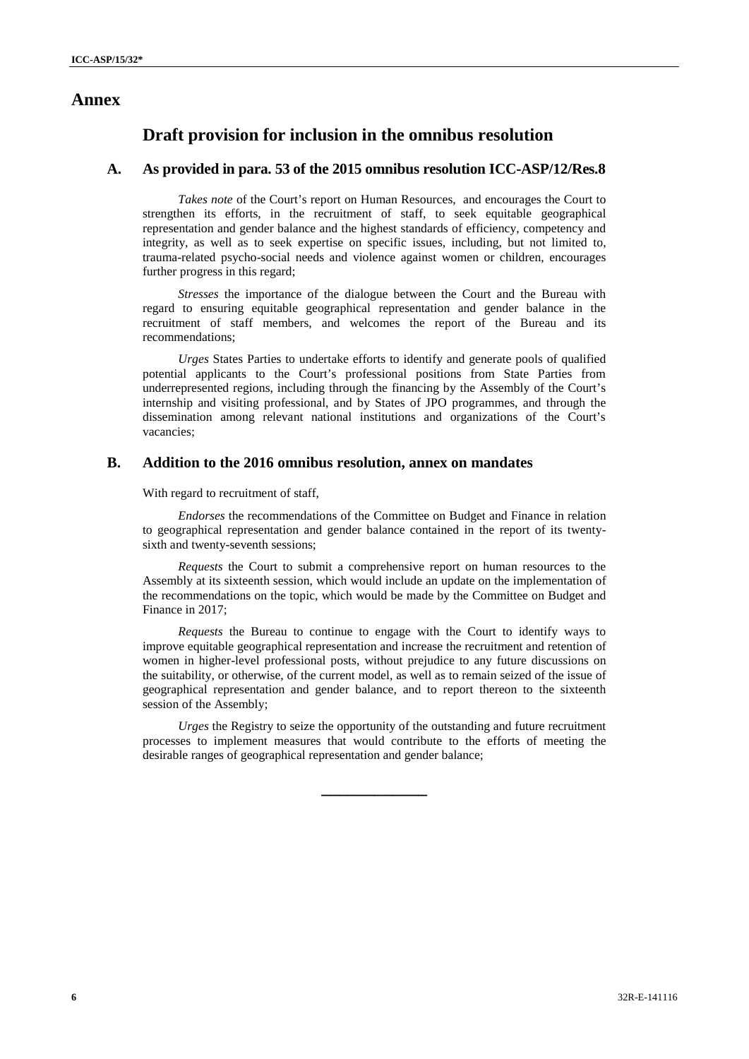# Annex

## Draft provision for inclusion in the omnibus resolution

### A. As provided in para. 53 of the 2015 omnibus resolution ICC-ASP/12/Res.8

*Takes note* of the Court's report on Human Resources, and encourages the Court to strengthen its efforts, in the recruitment of staff, to seek equitable geographical representation and gender balance and the highest standards of efficiency, competency and integrity, as well as to seek expertise on specific issues, including, but not limited to, trauma-related psycho-social needs and violence against women or children, encourages further progress in this regard;

*Stresses* the importance of the dialogue between the Court and the Bureau with regard to ensuring equitable geographical representation and gender balance in the recruitment of staff members, and welcomes the report of the Bureau and its recommendations;

*Urges* States Parties to undertake efforts to identify and generate pools of qualified potential applicants to the Court's professional positions from State Parties from underrepresented regions, including through the financing by the Assembly of the Court's internship and visiting professional, and by States of JPO programmes, and through the dissemination among relevant national institutions and organizations of the Court's vacancies;

### B. Addition to the 2016 omnibus resolution, annex on mandates

With regard to recruitment of staff,

*Endorses* the recommendations of the Committee on Budget and Finance in relation to geographical representation and gender balance contained in the report of its twenty-sixth and twenty-seventh sessions;

*Requests* the Court to submit a comprehensive report on human resources to the Assembly at its sixteenth session, which would include an update on the implementation of the recommendations on the topic, which would be made by the Committee on Budget and Finance in 2017;

*Requests* the Bureau to continue to engage with the Court to identify ways to improve equitable geographical representation and increase the recruitment and retention of women in higher-level professional posts, without prejudice to any future discussions on the suitability, or otherwise, of the current model, as well as to remain seized of the issue of geographical representation and gender balance, and to report thereon to the sixteenth session of the Assembly;

*Urges* the Registry to seize the opportunity of the outstanding and future recruitment processes to implement measures that would contribute to the efforts of meeting the desirable ranges of geographical representation and gender balance;